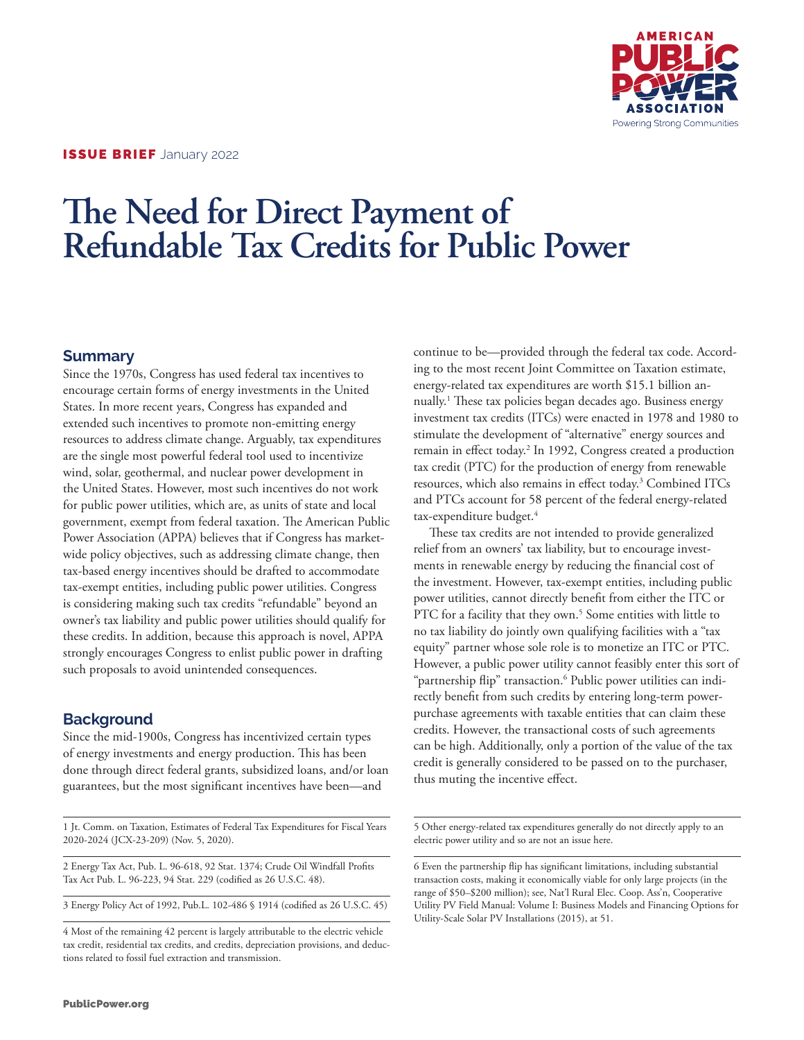**ISSUE BRIEF** January 2022

# The Need for Direct Payment of Refundable Tax Credits for Public Power

## Summary

Since the 1970s, Congress has used federal tax incentives to encourage certain forms of energy investments in the United States. In more recent years, Congress has expanded and extended such incentives to promote non-emitting energy resources to address climate change. Arguably, tax expenditures are the single most powerful federal tool used to incentivize wind, solar, geothermal, and nuclear power development in the United States. However, most such incentives do not work for public power utilities, which are, as units of state and local government, exempt from federal taxation. The American Public Power Association (APPA) believes that if Congress has market-wide policy objectives, such as addressing climate change, then tax-based energy incentives should be drafted to accommodate tax-exempt entities, including public power utilities. Congress is considering making such tax credits "refundable" beyond an owner's tax liability and public power utilities should qualify for these credits. In addition, because this approach is novel, APPA strongly encourages Congress to enlist public power in drafting such proposals to avoid unintended consequences.

## Background

Since the mid-1900s, Congress has incentivized certain types of energy investments and energy production. This has been done through direct federal grants, subsidized loans, and/or loan guarantees, but the most significant incentives have been—and continue to be—provided through the federal tax code. According to the most recent Joint Committee on Taxation estimate, energy-related tax expenditures are worth $15.1 billion annually.[1] These tax policies began decades ago. Business energy investment tax credits (ITCs) were enacted in 1978 and 1980 to stimulate the development of "alternative" energy sources and remain in effect today.[2] In 1992, Congress created a production tax credit (PTC) for the production of energy from renewable resources, which also remains in effect today.[3] Combined ITCs and PTCs account for 58 percent of the federal energy-related tax-expenditure budget.[4]

These tax credits are not intended to provide generalized relief from an owners' tax liability, but to encourage investments in renewable energy by reducing the financial cost of the investment. However, tax-exempt entities, including public power utilities, cannot directly benefit from either the ITC or PTC for a facility that they own.[5] Some entities with little to no tax liability do jointly own qualifying facilities with a "tax equity" partner whose sole role is to monetize an ITC or PTC. However, a public power utility cannot feasibly enter this sort of "partnership flip" transaction.[6] Public power utilities can indirectly benefit from such credits by entering long-term power-purchase agreements with taxable entities that can claim these credits. However, the transactional costs of such agreements can be high. Additionally, only a portion of the value of the tax credit is generally considered to be passed on to the purchaser, thus muting the incentive effect.

---

1 Jt. Comm. on Taxation, Estimates of Federal Tax Expenditures for Fiscal Years 2020-2024 (JCX-23-209) (Nov. 5, 2020).

2 Energy Tax Act, Pub. L. 96-618, 92 Stat. 1374; Crude Oil Windfall Profits Tax Act Pub. L. 96-223, 94 Stat. 229 (codified as 26 U.S.C. 48).

3 Energy Policy Act of 1992, Pub.L. 102-486 § 1914 (codified as 26 U.S.C. 45)

4 Most of the remaining 42 percent is largely attributable to the electric vehicle tax credit, residential tax credits, and credits, depreciation provisions, and deductions related to fossil fuel extraction and transmission.

5 Other energy-related tax expenditures generally do not directly apply to an electric power utility and so are not an issue here.

6 Even the partnership flip has significant limitations, including substantial transaction costs, making it economically viable for only large projects (in the range of $50–$200 million); see, Nat'l Rural Elec. Coop. Ass'n, Cooperative Utility PV Field Manual: Volume I: Business Models and Financing Options for Utility-Scale Solar PV Installations (2015), at 51.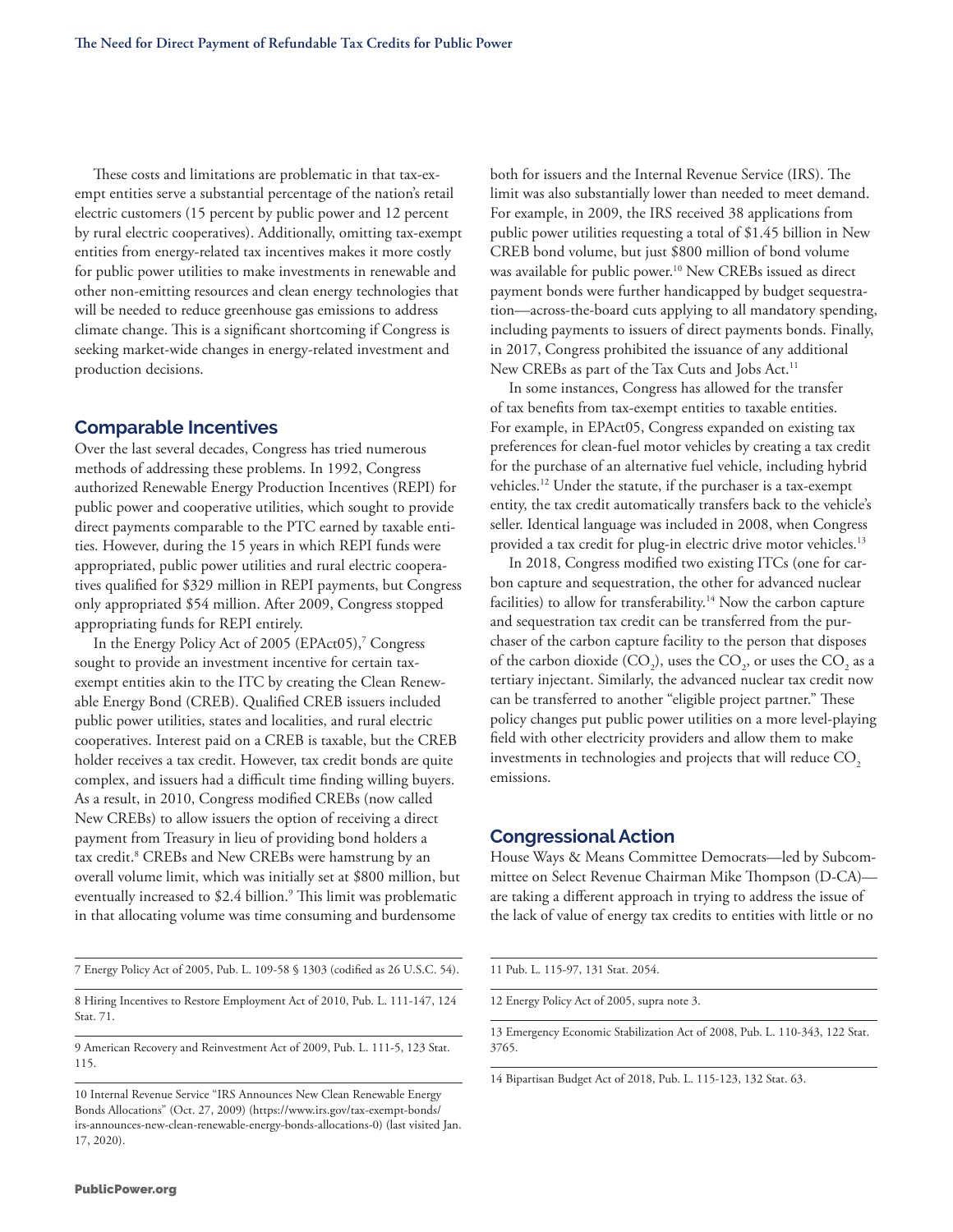These costs and limitations are problematic in that tax-exempt entities serve a substantial percentage of the nation's retail electric customers (15 percent by public power and 12 percent by rural electric cooperatives). Additionally, omitting tax-exempt entities from energy-related tax incentives makes it more costly for public power utilities to make investments in renewable and other non-emitting resources and clean energy technologies that will be needed to reduce greenhouse gas emissions to address climate change. This is a significant shortcoming if Congress is seeking market-wide changes in energy-related investment and production decisions.

## Comparable Incentives

Over the last several decades, Congress has tried numerous methods of addressing these problems. In 1992, Congress authorized Renewable Energy Production Incentives (REPI) for public power and cooperative utilities, which sought to provide direct payments comparable to the PTC earned by taxable entities. However, during the 15 years in which REPI funds were appropriated, public power utilities and rural electric cooperatives qualified for $329 million in REPI payments, but Congress only appropriated $54 million. After 2009, Congress stopped appropriating funds for REPI entirely.

In the Energy Policy Act of 2005 (EPAct05),[7] Congress sought to provide an investment incentive for certain tax-exempt entities akin to the ITC by creating the Clean Renewable Energy Bond (CREB). Qualified CREB issuers included public power utilities, states and localities, and rural electric cooperatives. Interest paid on a CREB is taxable, but the CREB holder receives a tax credit. However, tax credit bonds are quite complex, and issuers had a difficult time finding willing buyers. As a result, in 2010, Congress modified CREBs (now called New CREBs) to allow issuers the option of receiving a direct payment from Treasury in lieu of providing bond holders a tax credit.[8] CREBs and New CREBs were hamstrung by an overall volume limit, which was initially set at $800 million, but eventually increased to $2.4 billion.[9] This limit was problematic in that allocating volume was time consuming and burdensome both for issuers and the Internal Revenue Service (IRS). The limit was also substantially lower than needed to meet demand. For example, in 2009, the IRS received 38 applications from public power utilities requesting a total of $1.45 billion in New CREB bond volume, but just $800 million of bond volume was available for public power.[10] New CREBs issued as direct payment bonds were further handicapped by budget sequestration—across-the-board cuts applying to all mandatory spending, including payments to issuers of direct payments bonds. Finally, in 2017, Congress prohibited the issuance of any additional New CREBs as part of the Tax Cuts and Jobs Act.[11]

In some instances, Congress has allowed for the transfer of tax benefits from tax-exempt entities to taxable entities. For example, in EPAct05, Congress expanded on existing tax preferences for clean-fuel motor vehicles by creating a tax credit for the purchase of an alternative fuel vehicle, including hybrid vehicles.[12] Under the statute, if the purchaser is a tax-exempt entity, the tax credit automatically transfers back to the vehicle's seller. Identical language was included in 2008, when Congress provided a tax credit for plug-in electric drive motor vehicles.[13]

In 2018, Congress modified two existing ITCs (one for carbon capture and sequestration, the other for advanced nuclear facilities) to allow for transferability.[14] Now the carbon capture and sequestration tax credit can be transferred from the purchaser of the carbon capture facility to the person that disposes of the carbon dioxide ($CO_2$), uses the $CO_2$, or uses the $CO_2$ as a tertiary injectant. Similarly, the advanced nuclear tax credit now can be transferred to another "eligible project partner." These policy changes put public power utilities on a more level-playing field with other electricity providers and allow them to make investments in technologies and projects that will reduce $CO_2$ emissions.

## Congressional Action

House Ways & Means Committee Democrats—led by Subcommittee on Select Revenue Chairman Mike Thompson (D-CA)—are taking a different approach in trying to address the issue of the lack of value of energy tax credits to entities with little or no

---

7 Energy Policy Act of 2005, Pub. L. 109-58 § 1303 (codified as 26 U.S.C. 54).

8 Hiring Incentives to Restore Employment Act of 2010, Pub. L. 111-147, 124 Stat. 71.

9 American Recovery and Reinvestment Act of 2009, Pub. L. 111-5, 123 Stat. 115.

10 Internal Revenue Service "IRS Announces New Clean Renewable Energy Bonds Allocations" (Oct. 27, 2009) (https://www.irs.gov/tax-exempt-bonds/irs-announces-new-clean-renewable-energy-bonds-allocations-0) (last visited Jan. 17, 2020).

11 Pub. L. 115-97, 131 Stat. 2054.

12 Energy Policy Act of 2005, supra note 3.

13 Emergency Economic Stabilization Act of 2008, Pub. L. 110-343, 122 Stat. 3765.

14 Bipartisan Budget Act of 2018, Pub. L. 115-123, 132 Stat. 63.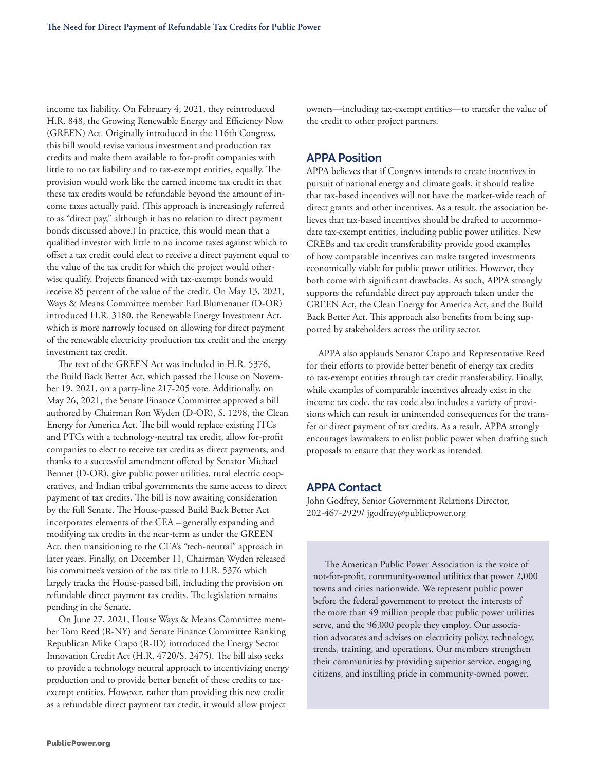income tax liability. On February 4, 2021, they reintroduced H.R. 848, the Growing Renewable Energy and Efficiency Now (GREEN) Act. Originally introduced in the 116th Congress, this bill would revise various investment and production tax credits and make them available to for-profit companies with little to no tax liability and to tax-exempt entities, equally. The provision would work like the earned income tax credit in that these tax credits would be refundable beyond the amount of income taxes actually paid. (This approach is increasingly referred to as "direct pay," although it has no relation to direct payment bonds discussed above.) In practice, this would mean that a qualified investor with little to no income taxes against which to offset a tax credit could elect to receive a direct payment equal to the value of the tax credit for which the project would otherwise qualify. Projects financed with tax-exempt bonds would receive 85 percent of the value of the credit. On May 13, 2021, Ways & Means Committee member Earl Blumenauer (D-OR) introduced H.R. 3180, the Renewable Energy Investment Act, which is more narrowly focused on allowing for direct payment of the renewable electricity production tax credit and the energy investment tax credit.

The text of the GREEN Act was included in H.R. 5376, the Build Back Better Act, which passed the House on November 19, 2021, on a party-line 217-205 vote. Additionally, on May 26, 2021, the Senate Finance Committee approved a bill authored by Chairman Ron Wyden (D-OR), S. 1298, the Clean Energy for America Act. The bill would replace existing ITCs and PTCs with a technology-neutral tax credit, allow for-profit companies to elect to receive tax credits as direct payments, and thanks to a successful amendment offered by Senator Michael Bennet (D-OR), give public power utilities, rural electric cooperatives, and Indian tribal governments the same access to direct payment of tax credits. The bill is now awaiting consideration by the full Senate. The House-passed Build Back Better Act incorporates elements of the CEA – generally expanding and modifying tax credits in the near-term as under the GREEN Act, then transitioning to the CEA's "tech-neutral" approach in later years. Finally, on December 11, Chairman Wyden released his committee's version of the tax title to H.R. 5376 which largely tracks the House-passed bill, including the provision on refundable direct payment tax credits. The legislation remains pending in the Senate.

On June 27, 2021, House Ways & Means Committee member Tom Reed (R-NY) and Senate Finance Committee Ranking Republican Mike Crapo (R-ID) introduced the Energy Sector Innovation Credit Act (H.R. 4720/S. 2475). The bill also seeks to provide a technology neutral approach to incentivizing energy production and to provide better benefit of these credits to tax-exempt entities. However, rather than providing this new credit as a refundable direct payment tax credit, it would allow project owners—including tax-exempt entities—to transfer the value of the credit to other project partners.

## APPA Position

APPA believes that if Congress intends to create incentives in pursuit of national energy and climate goals, it should realize that tax-based incentives will not have the market-wide reach of direct grants and other incentives. As a result, the association believes that tax-based incentives should be drafted to accommodate tax-exempt entities, including public power utilities. New CREBs and tax credit transferability provide good examples of how comparable incentives can make targeted investments economically viable for public power utilities. However, they both come with significant drawbacks. As such, APPA strongly supports the refundable direct pay approach taken under the GREEN Act, the Clean Energy for America Act, and the Build Back Better Act. This approach also benefits from being supported by stakeholders across the utility sector.

APPA also applauds Senator Crapo and Representative Reed for their efforts to provide better benefit of energy tax credits to tax-exempt entities through tax credit transferability. Finally, while examples of comparable incentives already exist in the income tax code, the tax code also includes a variety of provisions which can result in unintended consequences for the transfer or direct payment of tax credits. As a result, APPA strongly encourages lawmakers to enlist public power when drafting such proposals to ensure that they work as intended.

## APPA Contact

John Godfrey, Senior Government Relations Director,
202-467-2929/ jgodfrey@publicpower.org

The American Public Power Association is the voice of not-for-profit, community-owned utilities that power 2,000 towns and cities nationwide. We represent public power before the federal government to protect the interests of the more than 49 million people that public power utilities serve, and the 96,000 people they employ. Our association advocates and advises on electricity policy, technology, trends, training, and operations. Our members strengthen their communities by providing superior service, engaging citizens, and instilling pride in community-owned power.